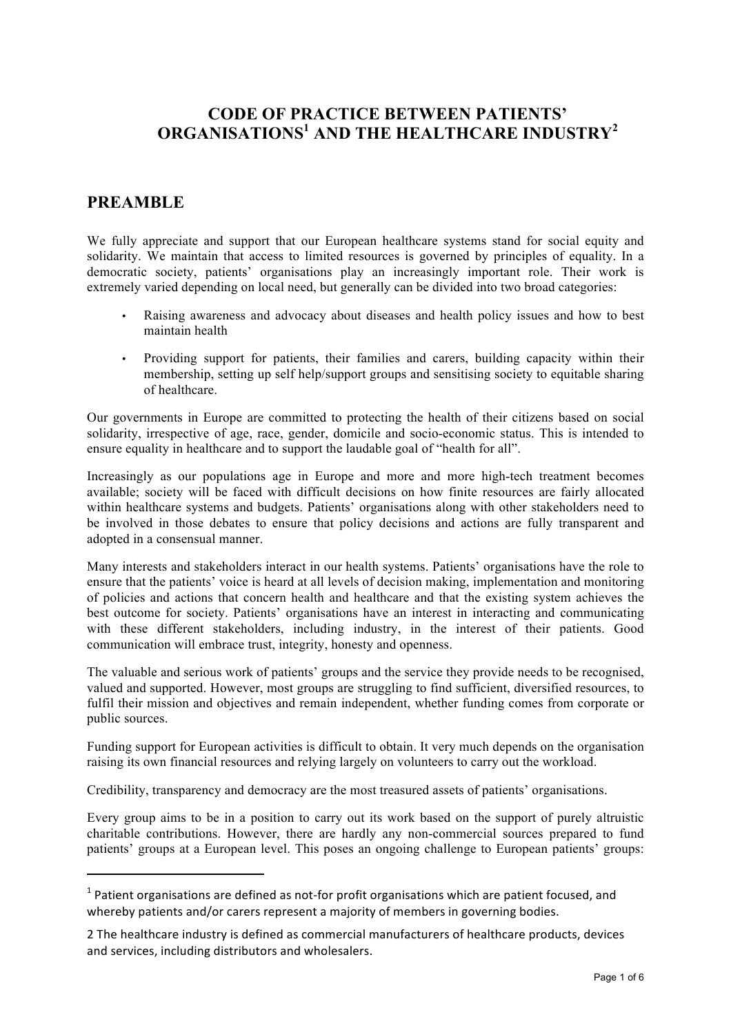# CODE OF PRACTICE BETWEEN PATIENTS' ORGANISATIONS[1] AND THE HEALTHCARE INDUSTRY[2]

## PREAMBLE

We fully appreciate and support that our European healthcare systems stand for social equity and solidarity. We maintain that access to limited resources is governed by principles of equality. In a democratic society, patients' organisations play an increasingly important role. Their work is extremely varied depending on local need, but generally can be divided into two broad categories:

- Raising awareness and advocacy about diseases and health policy issues and how to best maintain health
- Providing support for patients, their families and carers, building capacity within their membership, setting up self help/support groups and sensitising society to equitable sharing of healthcare.

Our governments in Europe are committed to protecting the health of their citizens based on social solidarity, irrespective of age, race, gender, domicile and socio-economic status. This is intended to ensure equality in healthcare and to support the laudable goal of "health for all".

Increasingly as our populations age in Europe and more and more high-tech treatment becomes available; society will be faced with difficult decisions on how finite resources are fairly allocated within healthcare systems and budgets. Patients' organisations along with other stakeholders need to be involved in those debates to ensure that policy decisions and actions are fully transparent and adopted in a consensual manner.

Many interests and stakeholders interact in our health systems. Patients' organisations have the role to ensure that the patients' voice is heard at all levels of decision making, implementation and monitoring of policies and actions that concern health and healthcare and that the existing system achieves the best outcome for society. Patients' organisations have an interest in interacting and communicating with these different stakeholders, including industry, in the interest of their patients. Good communication will embrace trust, integrity, honesty and openness.

The valuable and serious work of patients' groups and the service they provide needs to be recognised, valued and supported. However, most groups are struggling to find sufficient, diversified resources, to fulfil their mission and objectives and remain independent, whether funding comes from corporate or public sources.

Funding support for European activities is difficult to obtain. It very much depends on the organisation raising its own financial resources and relying largely on volunteers to carry out the workload.

Credibility, transparency and democracy are the most treasured assets of patients' organisations.

Every group aims to be in a position to carry out its work based on the support of purely altruistic charitable contributions. However, there are hardly any non-commercial sources prepared to fund patients' groups at a European level. This poses an ongoing challenge to European patients' groups:

---

[1] Patient organisations are defined as not-for profit organisations which are patient focused, and whereby patients and/or carers represent a majority of members in governing bodies.

[2] The healthcare industry is defined as commercial manufacturers of healthcare products, devices and services, including distributors and wholesalers.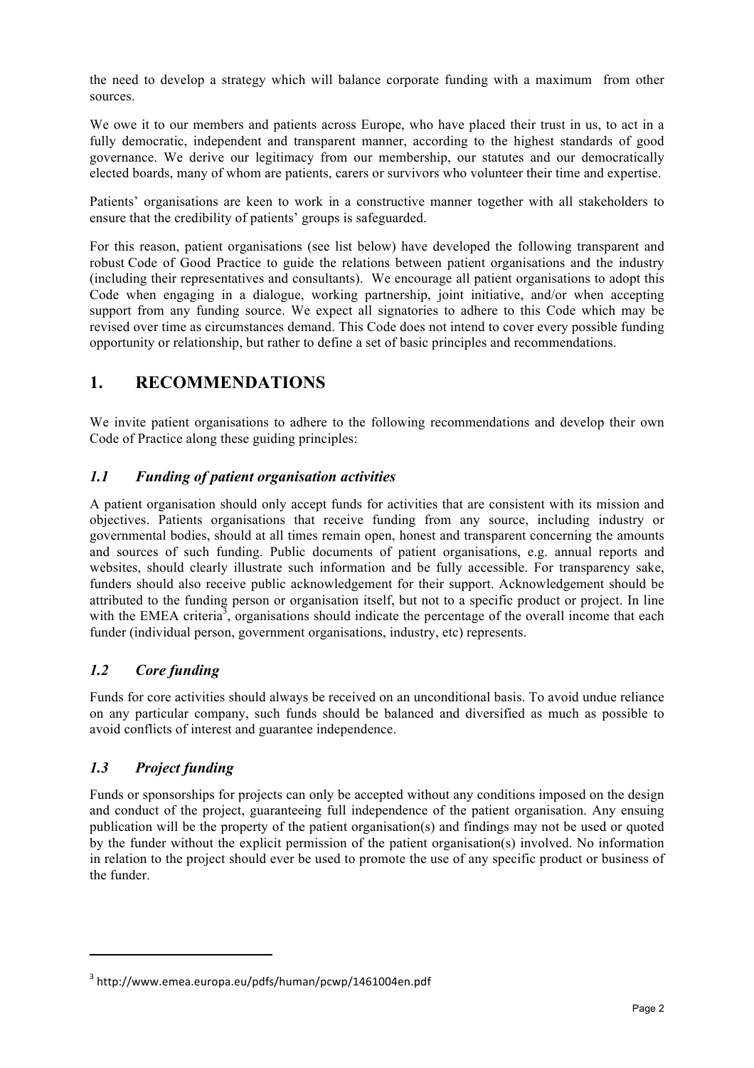the need to develop a strategy which will balance corporate funding with a maximum  from other sources.

We owe it to our members and patients across Europe, who have placed their trust in us, to act in a fully democratic, independent and transparent manner, according to the highest standards of good governance. We derive our legitimacy from our membership, our statutes and our democratically elected boards, many of whom are patients, carers or survivors who volunteer their time and expertise.

Patients' organisations are keen to work in a constructive manner together with all stakeholders to ensure that the credibility of patients' groups is safeguarded.

For this reason, patient organisations (see list below) have developed the following transparent and robust Code of Good Practice to guide the relations between patient organisations and the industry (including their representatives and consultants).  We encourage all patient organisations to adopt this Code when engaging in a dialogue, working partnership, joint initiative, and/or when accepting support from any funding source. We expect all signatories to adhere to this Code which may be revised over time as circumstances demand. This Code does not intend to cover every possible funding opportunity or relationship, but rather to define a set of basic principles and recommendations.

# 1. RECOMMENDATIONS

We invite patient organisations to adhere to the following recommendations and develop their own Code of Practice along these guiding principles:

## *1.1 Funding of patient organisation activities*

A patient organisation should only accept funds for activities that are consistent with its mission and objectives. Patients organisations that receive funding from any source, including industry or governmental bodies, should at all times remain open, honest and transparent concerning the amounts and sources of such funding. Public documents of patient organisations, e.g. annual reports and websites, should clearly illustrate such information and be fully accessible. For transparency sake, funders should also receive public acknowledgement for their support. Acknowledgement should be attributed to the funding person or organisation itself, but not to a specific product or project. In line with the EMEA criteria[3], organisations should indicate the percentage of the overall income that each funder (individual person, government organisations, industry, etc) represents.

## *1.2 Core funding*

Funds for core activities should always be received on an unconditional basis. To avoid undue reliance on any particular company, such funds should be balanced and diversified as much as possible to avoid conflicts of interest and guarantee independence.

## *1.3 Project funding*

Funds or sponsorships for projects can only be accepted without any conditions imposed on the design and conduct of the project, guaranteeing full independence of the patient organisation. Any ensuing publication will be the property of the patient organisation(s) and findings may not be used or quoted by the funder without the explicit permission of the patient organisation(s) involved. No information in relation to the project should ever be used to promote the use of any specific product or business of the funder.

---

[3] http://www.emea.europa.eu/pdfs/human/pcwp/1461004en.pdf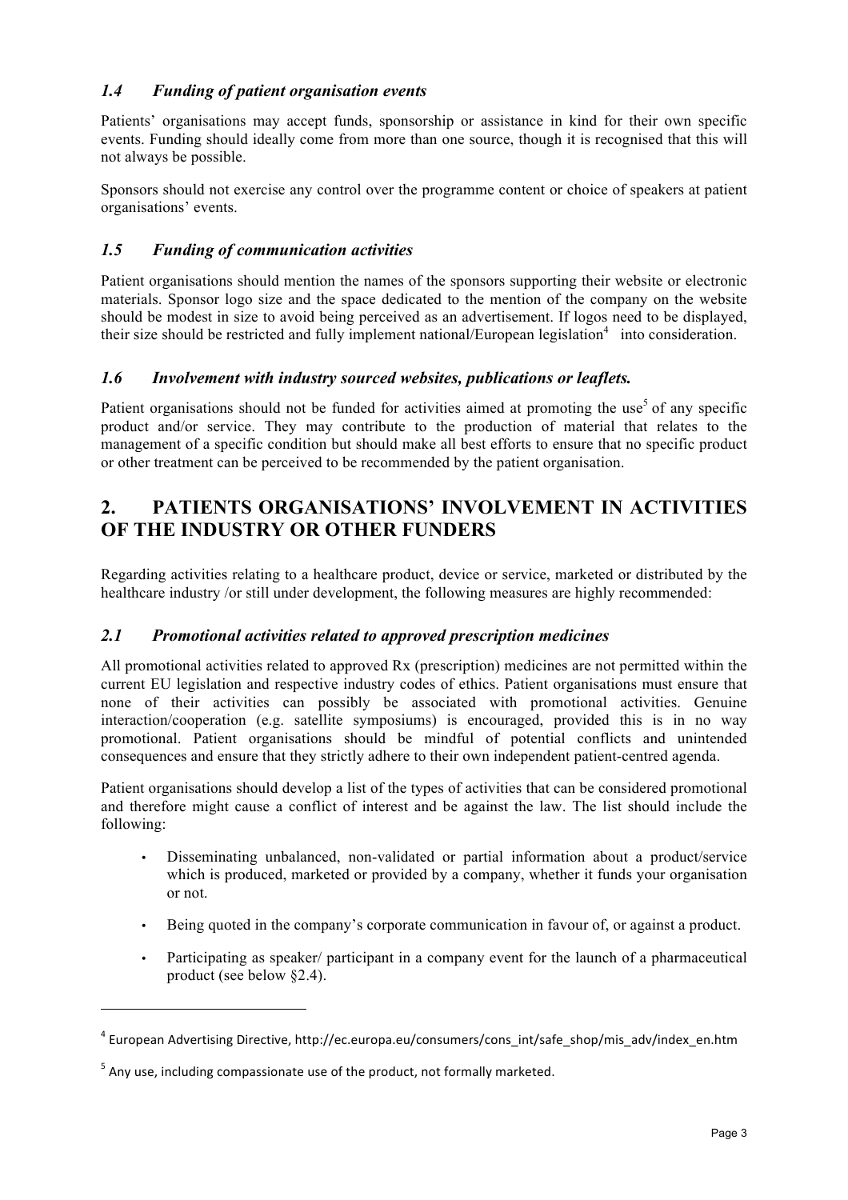### *1.4 Funding of patient organisation events*

Patients' organisations may accept funds, sponsorship or assistance in kind for their own specific events. Funding should ideally come from more than one source, though it is recognised that this will not always be possible.

Sponsors should not exercise any control over the programme content or choice of speakers at patient organisations' events.

### *1.5 Funding of communication activities*

Patient organisations should mention the names of the sponsors supporting their website or electronic materials. Sponsor logo size and the space dedicated to the mention of the company on the website should be modest in size to avoid being perceived as an advertisement. If logos need to be displayed, their size should be restricted and fully implement national/European legislation[4] into consideration.

### *1.6 Involvement with industry sourced websites, publications or leaflets.*

Patient organisations should not be funded for activities aimed at promoting the use[5] of any specific product and/or service. They may contribute to the production of material that relates to the management of a specific condition but should make all best efforts to ensure that no specific product or other treatment can be perceived to be recommended by the patient organisation.

## 2. PATIENTS ORGANISATIONS' INVOLVEMENT IN ACTIVITIES OF THE INDUSTRY OR OTHER FUNDERS

Regarding activities relating to a healthcare product, device or service, marketed or distributed by the healthcare industry /or still under development, the following measures are highly recommended:

### *2.1 Promotional activities related to approved prescription medicines*

All promotional activities related to approved Rx (prescription) medicines are not permitted within the current EU legislation and respective industry codes of ethics. Patient organisations must ensure that none of their activities can possibly be associated with promotional activities. Genuine interaction/cooperation (e.g. satellite symposiums) is encouraged, provided this is in no way promotional. Patient organisations should be mindful of potential conflicts and unintended consequences and ensure that they strictly adhere to their own independent patient-centred agenda.

Patient organisations should develop a list of the types of activities that can be considered promotional and therefore might cause a conflict of interest and be against the law. The list should include the following:

- Disseminating unbalanced, non-validated or partial information about a product/service which is produced, marketed or provided by a company, whether it funds your organisation or not.
- Being quoted in the company's corporate communication in favour of, or against a product.
- Participating as speaker/ participant in a company event for the launch of a pharmaceutical product (see below §2.4).

---

[4] European Advertising Directive, http://ec.europa.eu/consumers/cons_int/safe_shop/mis_adv/index_en.htm

[5] Any use, including compassionate use of the product, not formally marketed.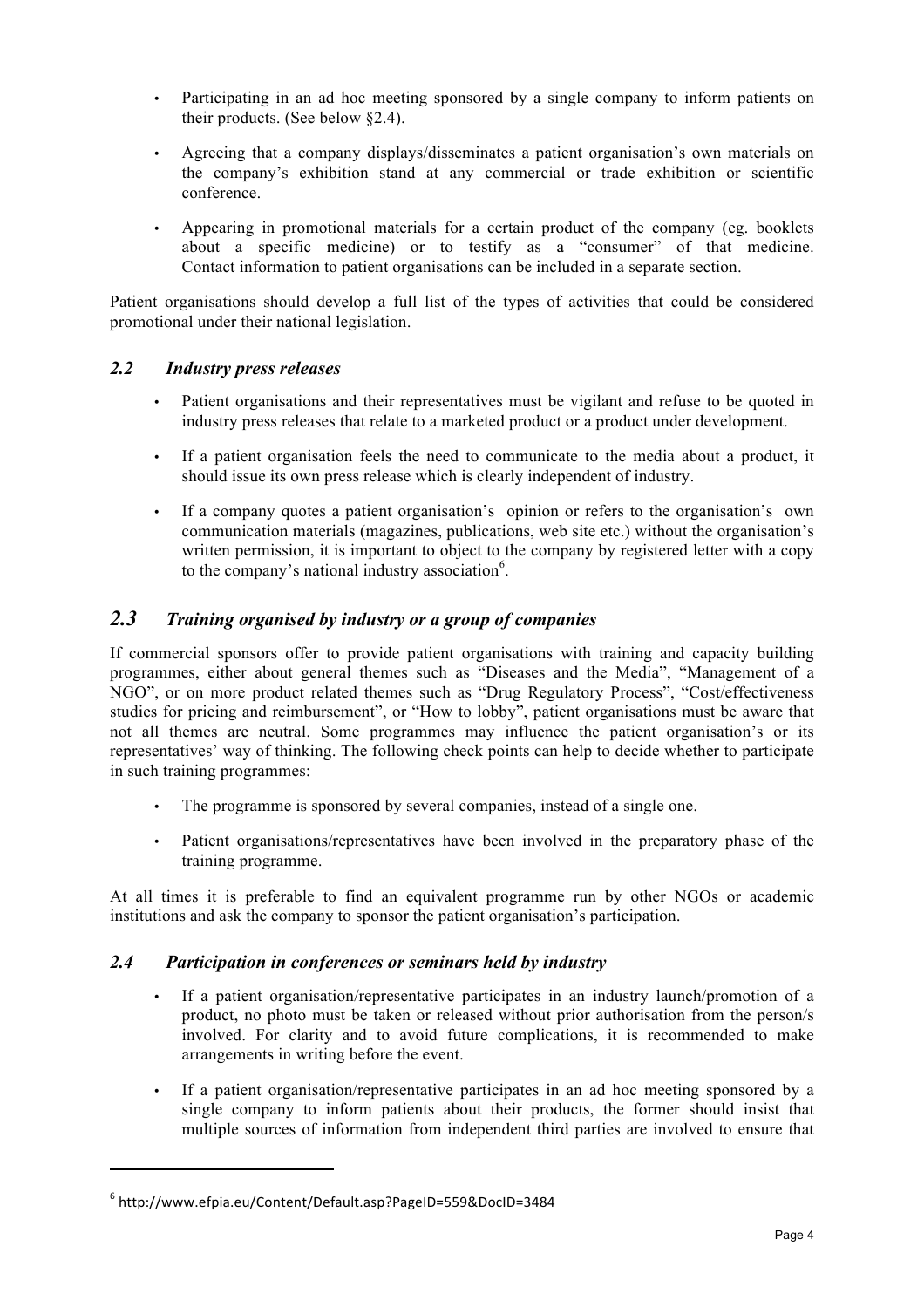- Participating in an ad hoc meeting sponsored by a single company to inform patients on their products. (See below §2.4).
- Agreeing that a company displays/disseminates a patient organisation's own materials on the company's exhibition stand at any commercial or trade exhibition or scientific conference.
- Appearing in promotional materials for a certain product of the company (eg. booklets about a specific medicine) or to testify as a "consumer" of that medicine. Contact information to patient organisations can be included in a separate section.

Patient organisations should develop a full list of the types of activities that could be considered promotional under their national legislation.

### *2.2 Industry press releases*

- Patient organisations and their representatives must be vigilant and refuse to be quoted in industry press releases that relate to a marketed product or a product under development.
- If a patient organisation feels the need to communicate to the media about a product, it should issue its own press release which is clearly independent of industry.
- If a company quotes a patient organisation's opinion or refers to the organisation's own communication materials (magazines, publications, web site etc.) without the organisation's written permission, it is important to object to the company by registered letter with a copy to the company's national industry association[6].

## *2.3 Training organised by industry or a group of companies*

If commercial sponsors offer to provide patient organisations with training and capacity building programmes, either about general themes such as "Diseases and the Media", "Management of a NGO", or on more product related themes such as "Drug Regulatory Process", "Cost/effectiveness studies for pricing and reimbursement", or "How to lobby", patient organisations must be aware that not all themes are neutral. Some programmes may influence the patient organisation's or its representatives' way of thinking. The following check points can help to decide whether to participate in such training programmes:

- The programme is sponsored by several companies, instead of a single one.
- Patient organisations/representatives have been involved in the preparatory phase of the training programme.

At all times it is preferable to find an equivalent programme run by other NGOs or academic institutions and ask the company to sponsor the patient organisation's participation.

### *2.4 Participation in conferences or seminars held by industry*

- If a patient organisation/representative participates in an industry launch/promotion of a product, no photo must be taken or released without prior authorisation from the person/s involved. For clarity and to avoid future complications, it is recommended to make arrangements in writing before the event.
- If a patient organisation/representative participates in an ad hoc meeting sponsored by a single company to inform patients about their products, the former should insist that multiple sources of information from independent third parties are involved to ensure that

---

[6] http://www.efpia.eu/Content/Default.asp?PageID=559&DocID=3484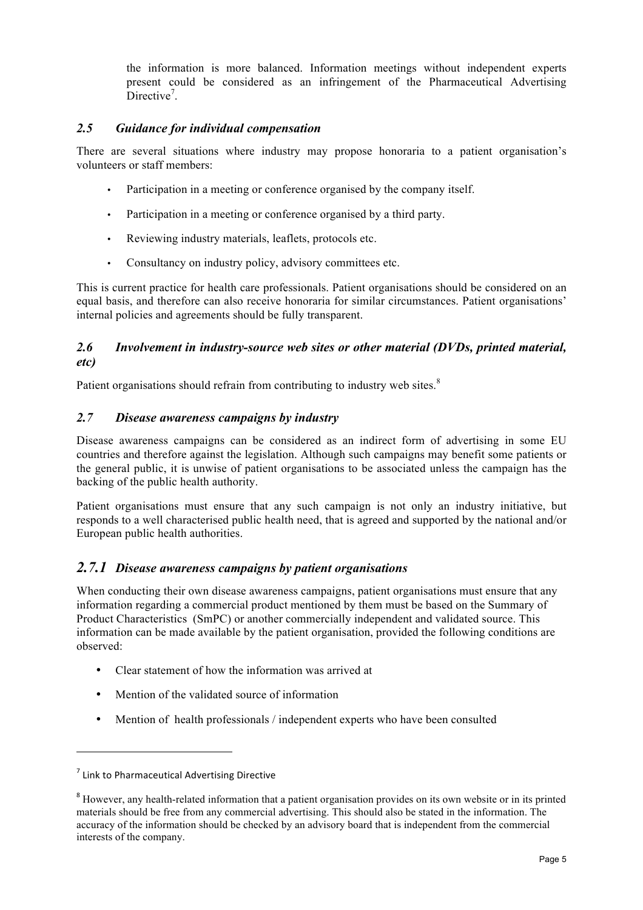the information is more balanced. Information meetings without independent experts present could be considered as an infringement of the Pharmaceutical Advertising Directive[7].

## *2.5 Guidance for individual compensation*

There are several situations where industry may propose honoraria to a patient organisation's volunteers or staff members:

- Participation in a meeting or conference organised by the company itself.
- Participation in a meeting or conference organised by a third party.
- Reviewing industry materials, leaflets, protocols etc.
- Consultancy on industry policy, advisory committees etc.

This is current practice for health care professionals. Patient organisations should be considered on an equal basis, and therefore can also receive honoraria for similar circumstances. Patient organisations' internal policies and agreements should be fully transparent.

## *2.6 Involvement in industry-source web sites or other material (DVDs, printed material, etc)*

Patient organisations should refrain from contributing to industry web sites.[8]

## *2.7 Disease awareness campaigns by industry*

Disease awareness campaigns can be considered as an indirect form of advertising in some EU countries and therefore against the legislation. Although such campaigns may benefit some patients or the general public, it is unwise of patient organisations to be associated unless the campaign has the backing of the public health authority.

Patient organisations must ensure that any such campaign is not only an industry initiative, but responds to a well characterised public health need, that is agreed and supported by the national and/or European public health authorities.

### *2.7.1 Disease awareness campaigns by patient organisations*

When conducting their own disease awareness campaigns, patient organisations must ensure that any information regarding a commercial product mentioned by them must be based on the Summary of Product Characteristics (SmPC) or another commercially independent and validated source. This information can be made available by the patient organisation, provided the following conditions are observed:

- Clear statement of how the information was arrived at
- Mention of the validated source of information
- Mention of health professionals / independent experts who have been consulted

---

[7] Link to Pharmaceutical Advertising Directive

[8] However, any health-related information that a patient organisation provides on its own website or in its printed materials should be free from any commercial advertising. This should also be stated in the information. The accuracy of the information should be checked by an advisory board that is independent from the commercial interests of the company.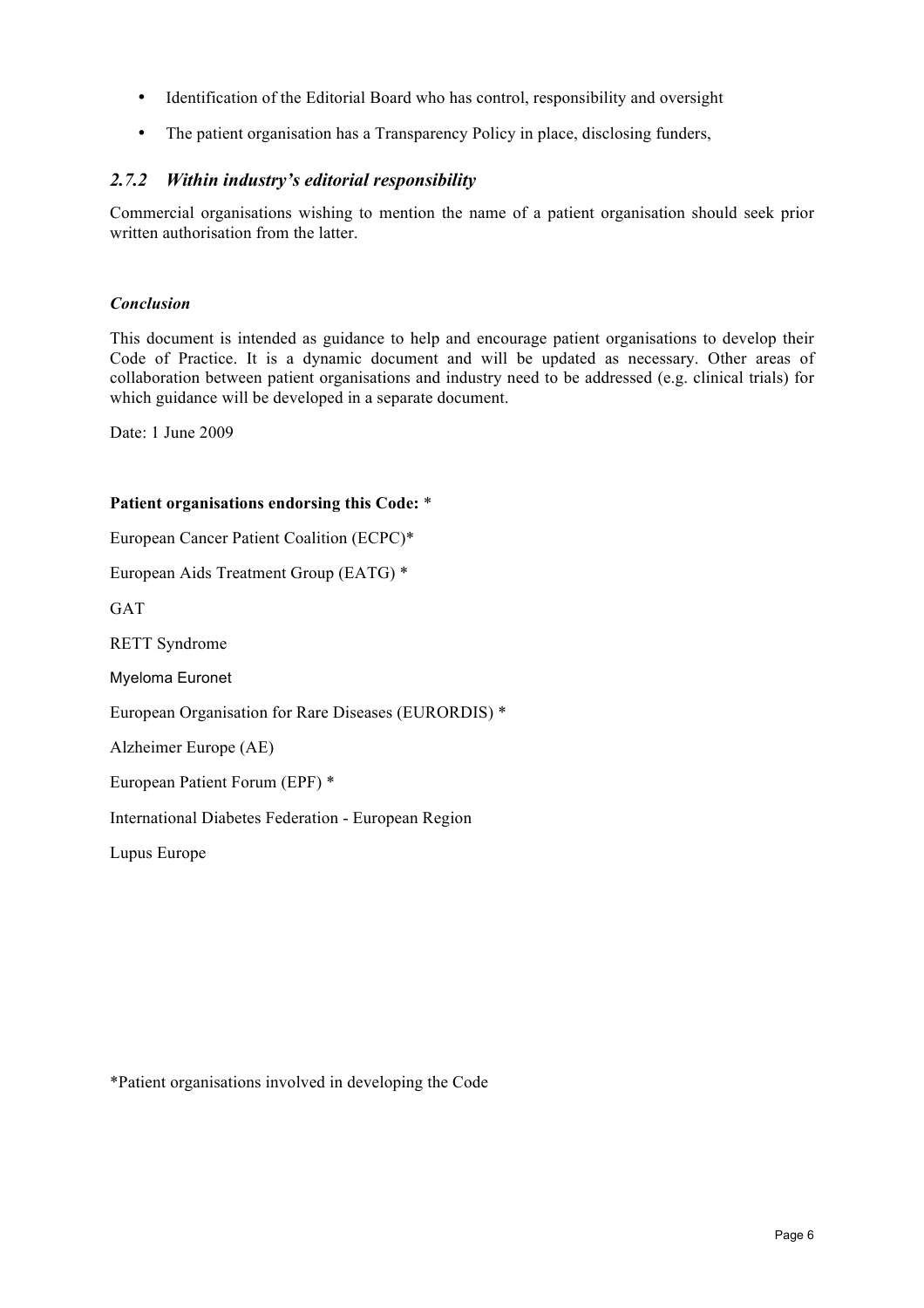- Identification of the Editorial Board who has control, responsibility and oversight
- The patient organisation has a Transparency Policy in place, disclosing funders,

### *2.7.2 Within industry's editorial responsibility*

Commercial organisations wishing to mention the name of a patient organisation should seek prior written authorisation from the latter.

***Conclusion***

This document is intended as guidance to help and encourage patient organisations to develop their Code of Practice. It is a dynamic document and will be updated as necessary. Other areas of collaboration between patient organisations and industry need to be addressed (e.g. clinical trials) for which guidance will be developed in a separate document.

Date: 1 June 2009

**Patient organisations endorsing this Code:** *

European Cancer Patient Coalition (ECPC)*

European Aids Treatment Group (EATG) *

GAT

RETT Syndrome

Myeloma Euronet

European Organisation for Rare Diseases (EURORDIS) *

Alzheimer Europe (AE)

European Patient Forum (EPF) *

International Diabetes Federation - European Region

Lupus Europe

*Patient organisations involved in developing the Code